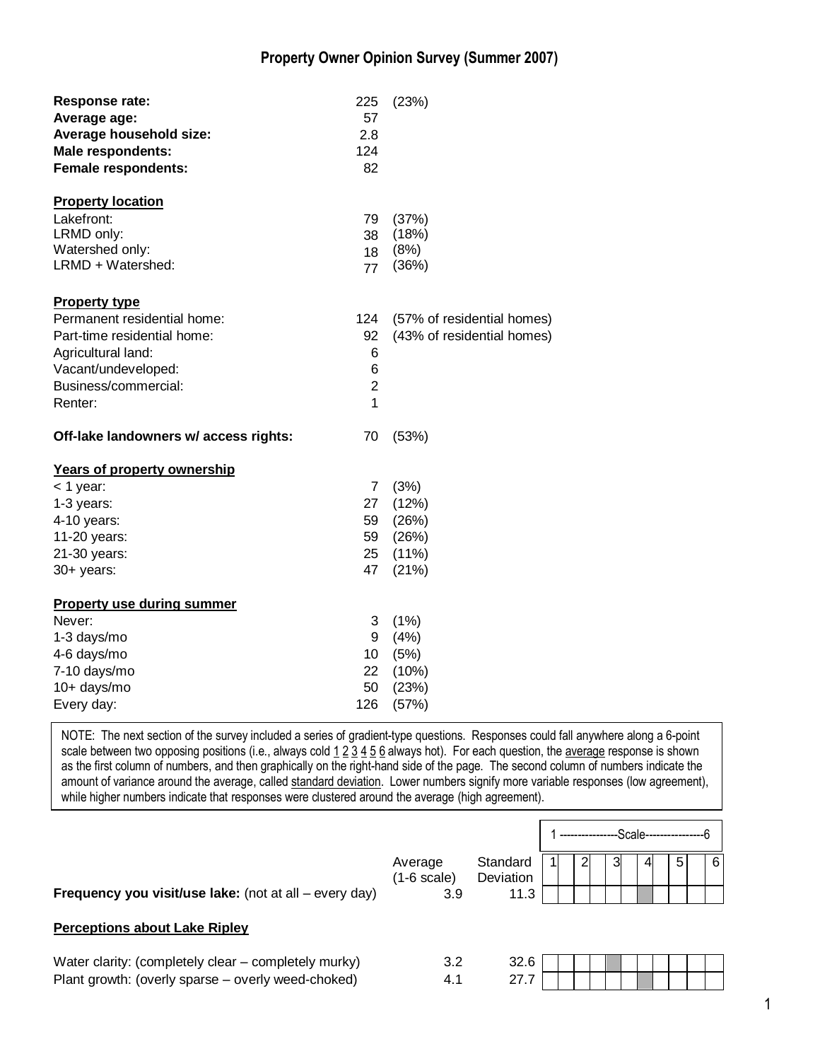# Property Owner Opinion Survey (Summer 2007)

| | | |
|---|---|---|
| **Response rate:** | 225 | (23%) |
| **Average age:** | 57 | |
| **Average household size:** | 2.8 | |
| **Male respondents:** | 124 | |
| **Female respondents:** | 82 | |

**Property location**

| | | |
|---|---|---|
| Lakefront: | 79 | (37%) |
| LRMD only: | 38 | (18%) |
| Watershed only: | 18 | (8%) |
| LRMD + Watershed: | 77 | (36%) |

**Property type**

| | | |
|---|---|---|
| Permanent residential home: | 124 | (57% of residential homes) |
| Part-time residential home: | 92 | (43% of residential homes) |
| Agricultural land: | 6 | |
| Vacant/undeveloped: | 6 | |
| Business/commercial: | 2 | |
| Renter: | 1 | |

| | | |
|---|---|---|
| **Off-lake landowners w/ access rights:** | 70 | (53%) |

**Years of property ownership**

| | | |
|---|---|---|
| < 1 year: | 7 | (3%) |
| 1-3 years: | 27 | (12%) |
| 4-10 years: | 59 | (26%) |
| 11-20 years: | 59 | (26%) |
| 21-30 years: | 25 | (11%) |
| 30+ years: | 47 | (21%) |

**Property use during summer**

| | | |
|---|---|---|
| Never: | 3 | (1%) |
| 1-3 days/mo | 9 | (4%) |
| 4-6 days/mo | 10 | (5%) |
| 7-10 days/mo | 22 | (10%) |
| 10+ days/mo | 50 | (23%) |
| Every day: | 126 | (57%) |

NOTE: The next section of the survey included a series of gradient-type questions. Responses could fall anywhere along a 6-point scale between two opposing positions (i.e., always cold 1 2 3 4 5 6 always hot). For each question, the average response is shown as the first column of numbers, and then graphically on the right-hand side of the page. The second column of numbers indicate the amount of variance around the average, called standard deviation. Lower numbers signify more variable responses (low agreement), while higher numbers indicate that responses were clustered around the average (high agreement).

| | Average (1-6 scale) | Standard Deviation | 1 ---Scale--- 6 |
|---|---|---|---|
| **Frequency you visit/use lake:** (not at all – every day) | 3.9 | 11.3 | ~4 |

**Perceptions about Lake Ripley**

| | Average (1-6 scale) | Standard Deviation | 1 ---Scale--- 6 |
|---|---|---|---|
| Water clarity: (completely clear – completely murky) | 3.2 | 32.6 | ~3 |
| Plant growth: (overly sparse – overly weed-choked) | 4.1 | 27.7 | ~4 |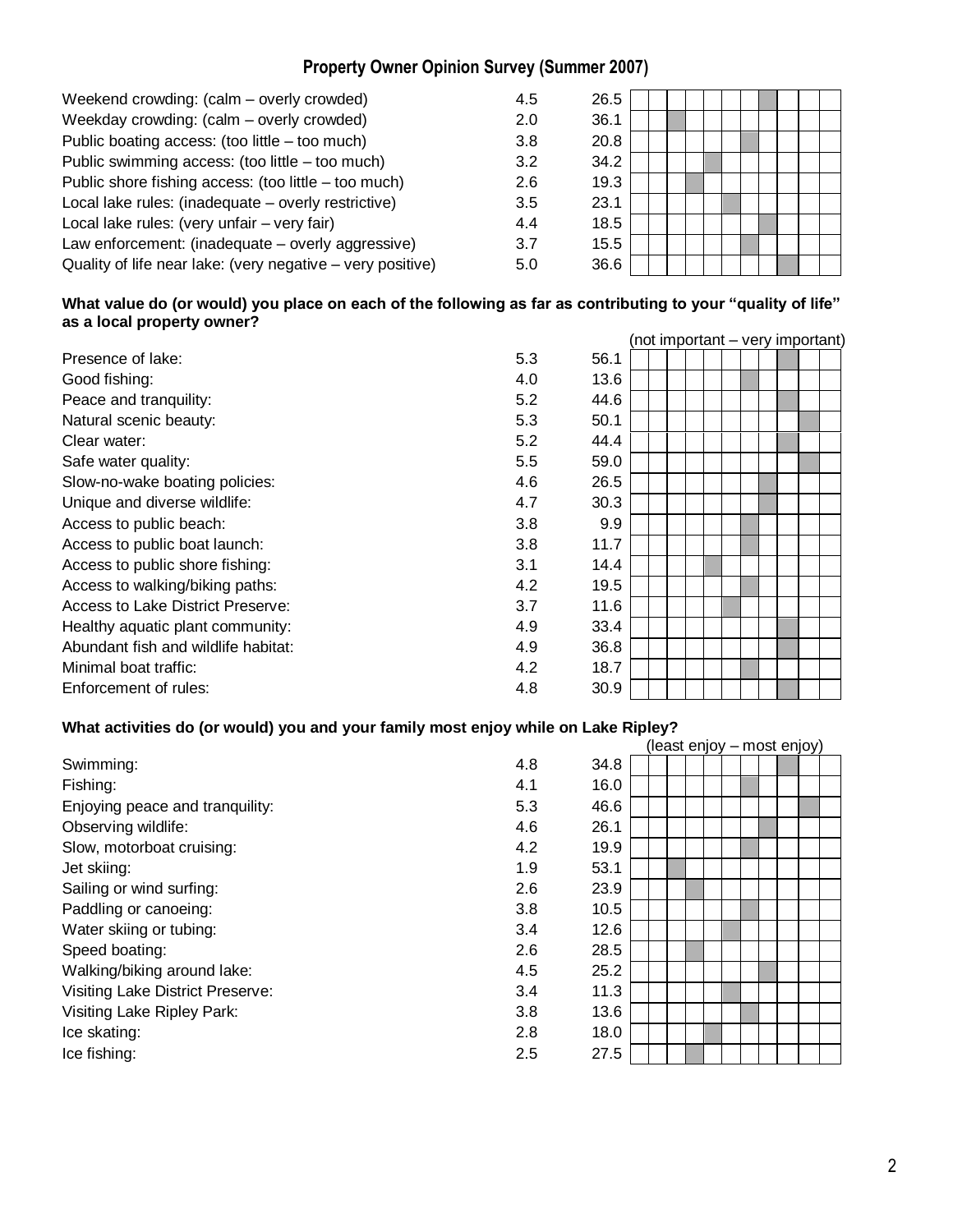## Property Owner Opinion Survey (Summer 2007)

| | | | 1 | 2 | 3 | 4 | 5 | 6 | 7 | 8 | 9 | 10 | 11 |
|---|---|---|---|---|---|---|---|---|---|---|---|---|---|
| Weekend crowding: (calm – overly crowded) | 4.5 | 26.5 | | | | | | | | ■ | | | |
| Weekday crowding: (calm – overly crowded) | 2.0 | 36.1 | | | ■ | | | | | | | | |
| Public boating access: (too little – too much) | 3.8 | 20.8 | | | | | | | ■ | | | | |
| Public swimming access: (too little – too much) | 3.2 | 34.2 | | | | | ■ | | | | | | |
| Public shore fishing access: (too little – too much) | 2.6 | 19.3 | | | | ■ | | | | | | | |
| Local lake rules: (inadequate – overly restrictive) | 3.5 | 23.1 | | | | | | ■ | | | | | |
| Local lake rules: (very unfair – very fair) | 4.4 | 18.5 | | | | | | | | ■ | | | |
| Law enforcement: (inadequate – overly aggressive) | 3.7 | 15.5 | | | | | | | ■ | | | | |
| Quality of life near lake: (very negative – very positive) | 5.0 | 36.6 | | | | | | | | | ■ | | |

**What value do (or would) you place on each of the following as far as contributing to your "quality of life" as a local property owner?**

(not important – very important)

| | | | 1 | 2 | 3 | 4 | 5 | 6 | 7 | 8 | 9 | 10 | 11 |
|---|---|---|---|---|---|---|---|---|---|---|---|---|---|
| Presence of lake: | 5.3 | 56.1 | | | | | | | | | ■ | | |
| Good fishing: | 4.0 | 13.6 | | | | | | | ■ | | | | |
| Peace and tranquility: | 5.2 | 44.6 | | | | | | | | | ■ | | |
| Natural scenic beauty: | 5.3 | 50.1 | | | | | | | | | | ■ | |
| Clear water: | 5.2 | 44.4 | | | | | | | | | ■ | | |
| Safe water quality: | 5.5 | 59.0 | | | | | | | | | | ■ | |
| Slow-no-wake boating policies: | 4.6 | 26.5 | | | | | | | | ■ | | | |
| Unique and diverse wildlife: | 4.7 | 30.3 | | | | | | | | ■ | | | |
| Access to public beach: | 3.8 | 9.9 | | | | | | | ■ | | | | |
| Access to public boat launch: | 3.8 | 11.7 | | | | | | | ■ | | | | |
| Access to public shore fishing: | 3.1 | 14.4 | | | | | ■ | | | | | | |
| Access to walking/biking paths: | 4.2 | 19.5 | | | | | | | ■ | | | | |
| Access to Lake District Preserve: | 3.7 | 11.6 | | | | | | ■ | | | | | |
| Healthy aquatic plant community: | 4.9 | 33.4 | | | | | | | | | ■ | | |
| Abundant fish and wildlife habitat: | 4.9 | 36.8 | | | | | | | | | ■ | | |
| Minimal boat traffic: | 4.2 | 18.7 | | | | | | | ■ | | | | |
| Enforcement of rules: | 4.8 | 30.9 | | | | | | | | | ■ | | |

**What activities do (or would) you and your family most enjoy while on Lake Ripley?**

(least enjoy – most enjoy)

| | | | 1 | 2 | 3 | 4 | 5 | 6 | 7 | 8 | 9 | 10 | 11 |
|---|---|---|---|---|---|---|---|---|---|---|---|---|---|
| Swimming: | 4.8 | 34.8 | | | | | | | | | ■ | | |
| Fishing: | 4.1 | 16.0 | | | | | | | ■ | | | | |
| Enjoying peace and tranquility: | 5.3 | 46.6 | | | | | | | | | | ■ | |
| Observing wildlife: | 4.6 | 26.1 | | | | | | | | ■ | | | |
| Slow, motorboat cruising: | 4.2 | 19.9 | | | | | | | ■ | | | | |
| Jet skiing: | 1.9 | 53.1 | | | ■ | | | | | | | | |
| Sailing or wind surfing: | 2.6 | 23.9 | | | | ■ | | | | | | | |
| Paddling or canoeing: | 3.8 | 10.5 | | | | | | | ■ | | | | |
| Water skiing or tubing: | 3.4 | 12.6 | | | | | | ■ | | | | | |
| Speed boating: | 2.6 | 28.5 | | | | ■ | | | | | | | |
| Walking/biking around lake: | 4.5 | 25.2 | | | | | | | | ■ | | | |
| Visiting Lake District Preserve: | 3.4 | 11.3 | | | | | | ■ | | | | | |
| Visiting Lake Ripley Park: | 3.8 | 13.6 | | | | | | | ■ | | | | |
| Ice skating: | 2.8 | 18.0 | | | | | ■ | | | | | | |
| Ice fishing: | 2.5 | 27.5 | | | | ■ | | | | | | | |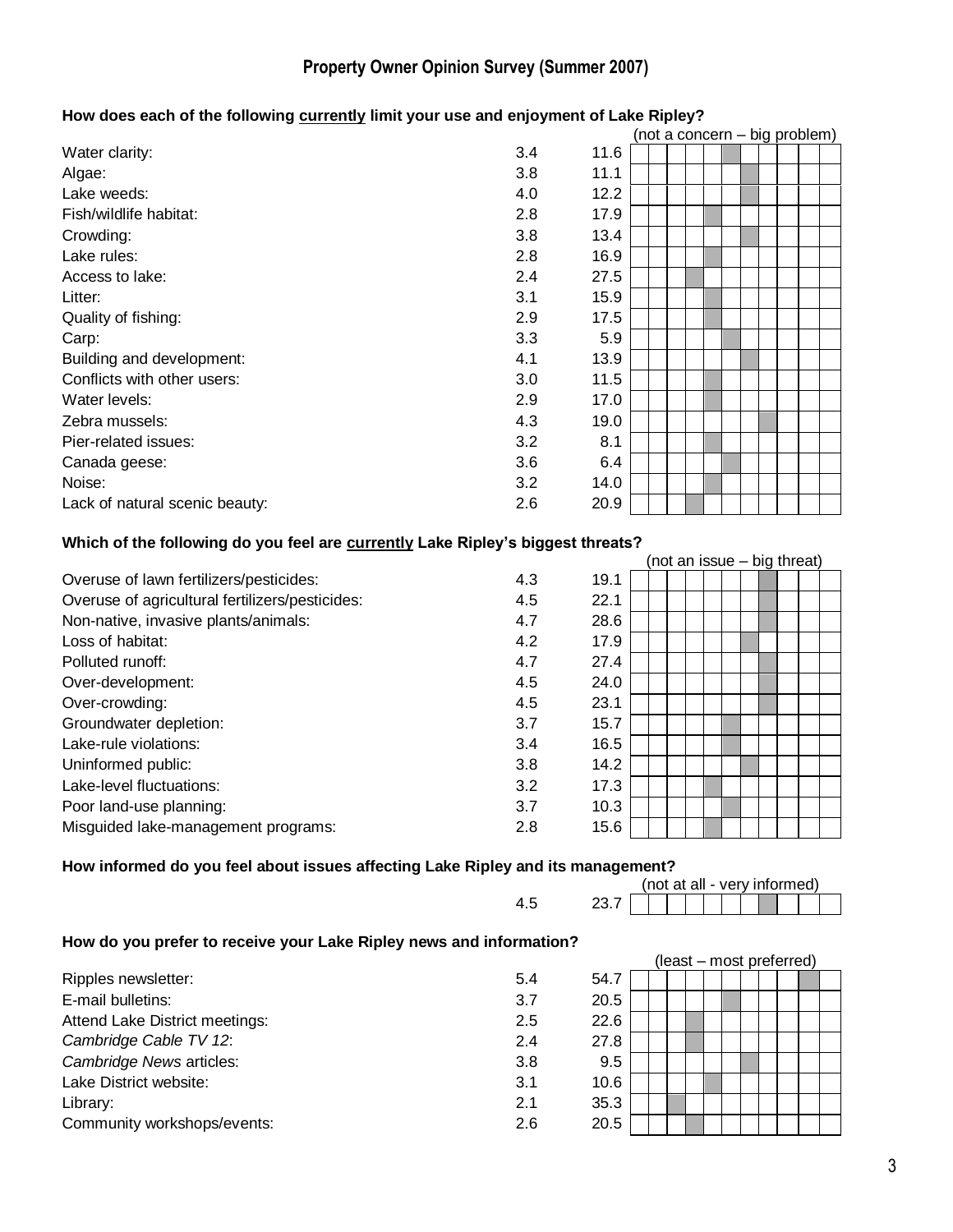# Property Owner Opinion Survey (Summer 2007)

**How does each of the following currently limit your use and enjoyment of Lake Ripley?**

| Item | | | (not a concern – big problem) |
|---|---|---|---|
| Water clarity: | 3.4 | 11.6 | |
| Algae: | 3.8 | 11.1 | |
| Lake weeds: | 4.0 | 12.2 | |
| Fish/wildlife habitat: | 2.8 | 17.9 | |
| Crowding: | 3.8 | 13.4 | |
| Lake rules: | 2.8 | 16.9 | |
| Access to lake: | 2.4 | 27.5 | |
| Litter: | 3.1 | 15.9 | |
| Quality of fishing: | 2.9 | 17.5 | |
| Carp: | 3.3 | 5.9 | |
| Building and development: | 4.1 | 13.9 | |
| Conflicts with other users: | 3.0 | 11.5 | |
| Water levels: | 2.9 | 17.0 | |
| Zebra mussels: | 4.3 | 19.0 | |
| Pier-related issues: | 3.2 | 8.1 | |
| Canada geese: | 3.6 | 6.4 | |
| Noise: | 3.2 | 14.0 | |
| Lack of natural scenic beauty: | 2.6 | 20.9 | |

**Which of the following do you feel are currently Lake Ripley's biggest threats?**

| Item | | | (not an issue – big threat) |
|---|---|---|---|
| Overuse of lawn fertilizers/pesticides: | 4.3 | 19.1 | |
| Overuse of agricultural fertilizers/pesticides: | 4.5 | 22.1 | |
| Non-native, invasive plants/animals: | 4.7 | 28.6 | |
| Loss of habitat: | 4.2 | 17.9 | |
| Polluted runoff: | 4.7 | 27.4 | |
| Over-development: | 4.5 | 24.0 | |
| Over-crowding: | 4.5 | 23.1 | |
| Groundwater depletion: | 3.7 | 15.7 | |
| Lake-rule violations: | 3.4 | 16.5 | |
| Uninformed public: | 3.8 | 14.2 | |
| Lake-level fluctuations: | 3.2 | 17.3 | |
| Poor land-use planning: | 3.7 | 10.3 | |
| Misguided lake-management programs: | 2.8 | 15.6 | |

**How informed do you feel about issues affecting Lake Ripley and its management?**

| | | | (not at all - very informed) |
|---|---|---|---|
| | 4.5 | 23.7 | |

**How do you prefer to receive your Lake Ripley news and information?**

| Item | | | (least – most preferred) |
|---|---|---|---|
| Ripples newsletter: | 5.4 | 54.7 | |
| E-mail bulletins: | 3.7 | 20.5 | |
| Attend Lake District meetings: | 2.5 | 22.6 | |
| *Cambridge Cable TV 12*: | 2.4 | 27.8 | |
| *Cambridge News* articles: | 3.8 | 9.5 | |
| Lake District website: | 3.1 | 10.6 | |
| Library: | 2.1 | 35.3 | |
| Community workshops/events: | 2.6 | 20.5 | |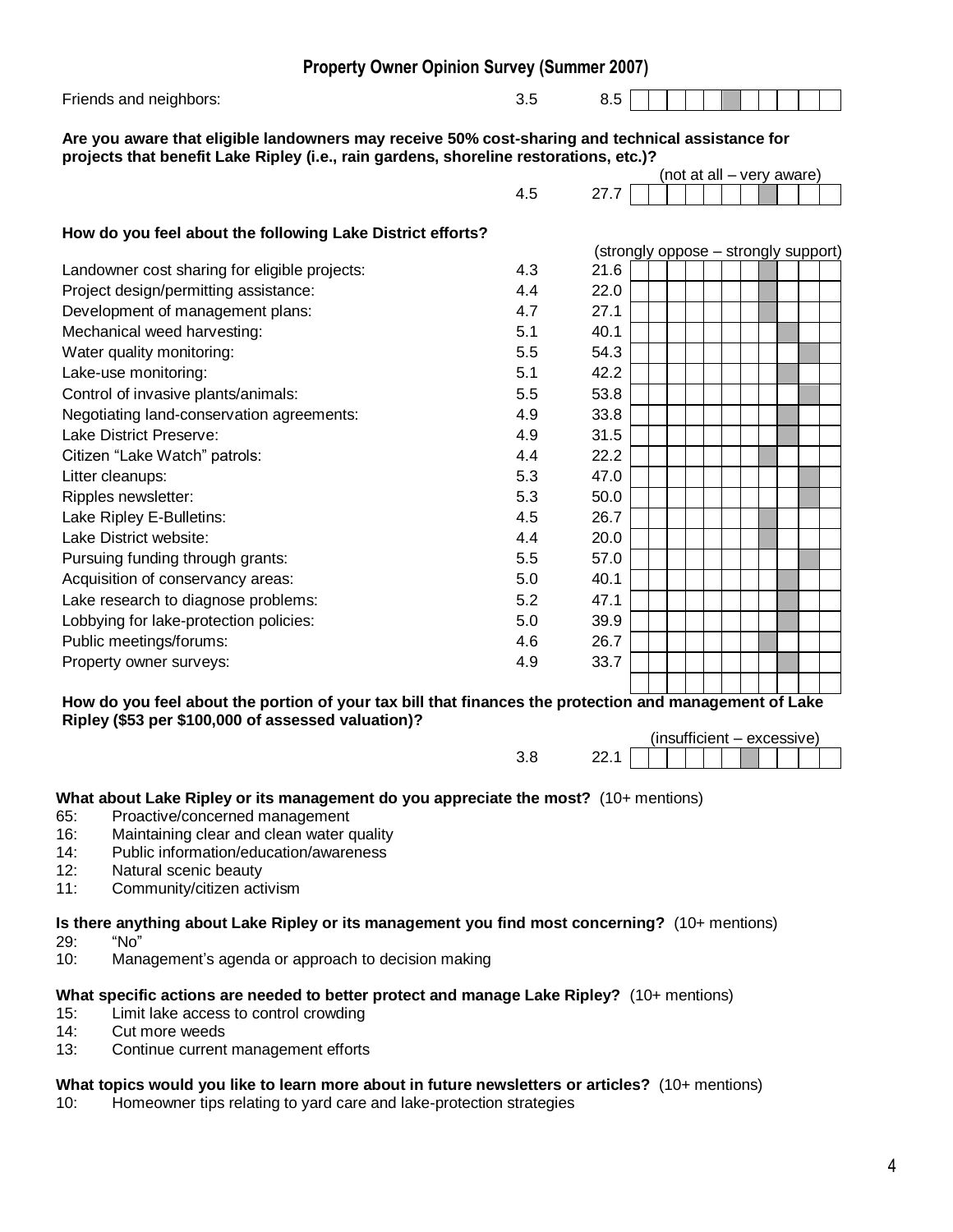## Property Owner Opinion Survey (Summer 2007)

| | | |
|---|---|---|
| Friends and neighbors: | 3.5 | 8.5 |

**Are you aware that eligible landowners may receive 50% cost-sharing and technical assistance for projects that benefit Lake Ripley (i.e., rain gardens, shoreline restorations, etc.)?**

(not at all – very aware)

| | | |
|---|---|---|
| | 4.5 | 27.7 |

**How do you feel about the following Lake District efforts?**

(strongly oppose – strongly support)

| | | |
|---|---|---|
| Landowner cost sharing for eligible projects: | 4.3 | 21.6 |
| Project design/permitting assistance: | 4.4 | 22.0 |
| Development of management plans: | 4.7 | 27.1 |
| Mechanical weed harvesting: | 5.1 | 40.1 |
| Water quality monitoring: | 5.5 | 54.3 |
| Lake-use monitoring: | 5.1 | 42.2 |
| Control of invasive plants/animals: | 5.5 | 53.8 |
| Negotiating land-conservation agreements: | 4.9 | 33.8 |
| Lake District Preserve: | 4.9 | 31.5 |
| Citizen "Lake Watch" patrols: | 4.4 | 22.2 |
| Litter cleanups: | 5.3 | 47.0 |
| Ripples newsletter: | 5.3 | 50.0 |
| Lake Ripley E-Bulletins: | 4.5 | 26.7 |
| Lake District website: | 4.4 | 20.0 |
| Pursuing funding through grants: | 5.5 | 57.0 |
| Acquisition of conservancy areas: | 5.0 | 40.1 |
| Lake research to diagnose problems: | 5.2 | 47.1 |
| Lobbying for lake-protection policies: | 5.0 | 39.9 |
| Public meetings/forums: | 4.6 | 26.7 |
| Property owner surveys: | 4.9 | 33.7 |

**How do you feel about the portion of your tax bill that finances the protection and management of Lake Ripley ($53 per $100,000 of assessed valuation)?**

(insufficient – excessive)

| | | |
|---|---|---|
| | 3.8 | 22.1 |

**What about Lake Ripley or its management do you appreciate the most?** (10+ mentions)

65: Proactive/concerned management
16: Maintaining clear and clean water quality
14: Public information/education/awareness
12: Natural scenic beauty
11: Community/citizen activism

**Is there anything about Lake Ripley or its management you find most concerning?** (10+ mentions)

29: "No"
10: Management's agenda or approach to decision making

**What specific actions are needed to better protect and manage Lake Ripley?** (10+ mentions)

15: Limit lake access to control crowding
14: Cut more weeds
13: Continue current management efforts

**What topics would you like to learn more about in future newsletters or articles?** (10+ mentions)

10: Homeowner tips relating to yard care and lake-protection strategies